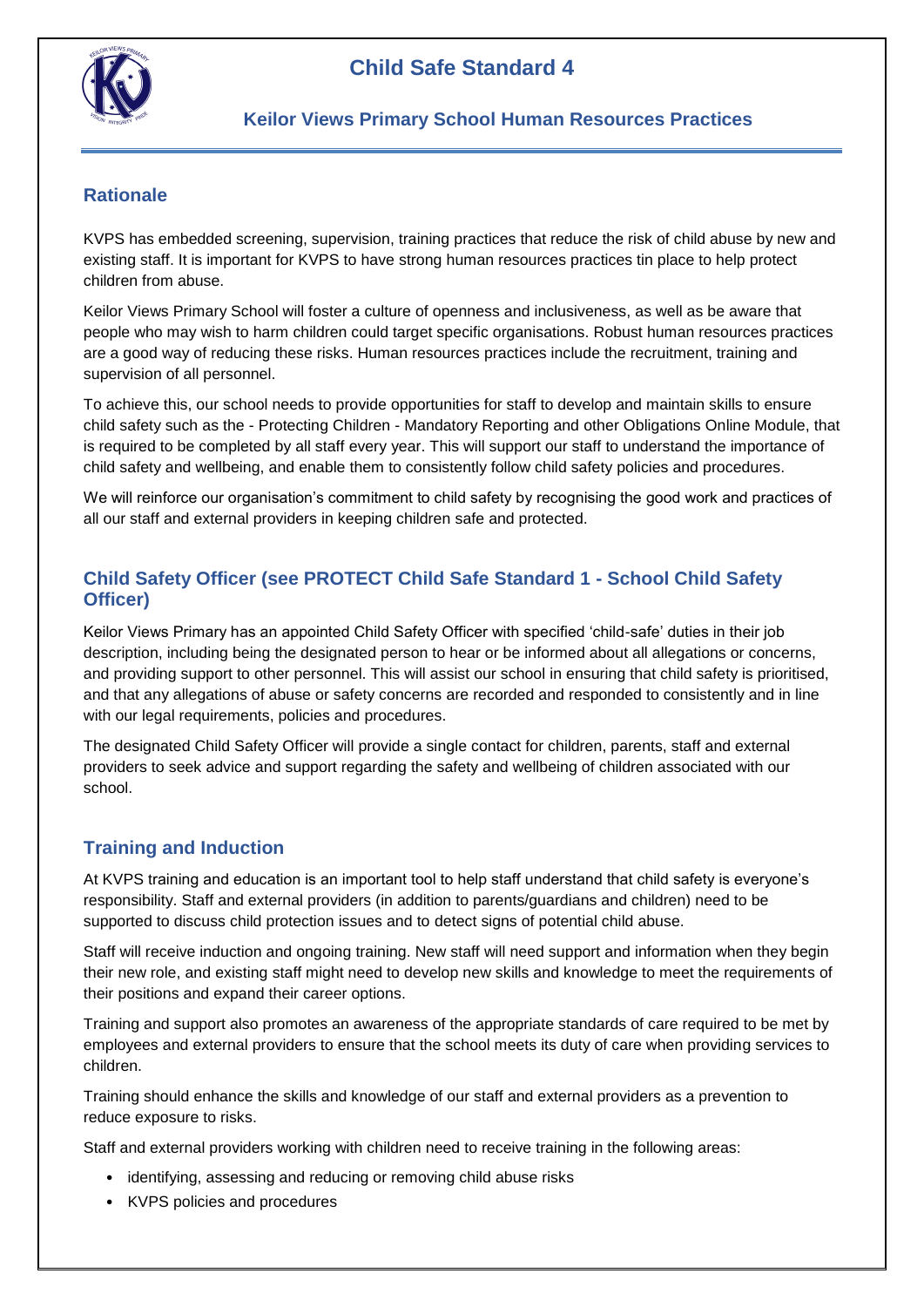# Child Safe Standard 4

## Keilor Views Primary School Human Resources Practices

## Rationale

KVPS has embedded screening, supervision, training practices that reduce the risk of child abuse by new and existing staff. It is important for KVPS to have strong human resources practices tin place to help protect children from abuse.

Keilor Views Primary School will foster a culture of openness and inclusiveness, as well as be aware that people who may wish to harm children could target specific organisations. Robust human resources practices are a good way of reducing these risks. Human resources practices include the recruitment, training and supervision of all personnel.

To achieve this, our school needs to provide opportunities for staff to develop and maintain skills to ensure child safety such as the - Protecting Children - Mandatory Reporting and other Obligations Online Module, that is required to be completed by all staff every year. This will support our staff to understand the importance of child safety and wellbeing, and enable them to consistently follow child safety policies and procedures.

We will reinforce our organisation's commitment to child safety by recognising the good work and practices of all our staff and external providers in keeping children safe and protected.

## Child Safety Officer (see PROTECT Child Safe Standard 1 - School Child Safety Officer)

Keilor Views Primary has an appointed Child Safety Officer with specified 'child-safe' duties in their job description, including being the designated person to hear or be informed about all allegations or concerns, and providing support to other personnel. This will assist our school in ensuring that child safety is prioritised, and that any allegations of abuse or safety concerns are recorded and responded to consistently and in line with our legal requirements, policies and procedures.

The designated Child Safety Officer will provide a single contact for children, parents, staff and external providers to seek advice and support regarding the safety and wellbeing of children associated with our school.

## Training and Induction

At KVPS training and education is an important tool to help staff understand that child safety is everyone's responsibility. Staff and external providers (in addition to parents/guardians and children) need to be supported to discuss child protection issues and to detect signs of potential child abuse.

Staff will receive induction and ongoing training. New staff will need support and information when they begin their new role, and existing staff might need to develop new skills and knowledge to meet the requirements of their positions and expand their career options.

Training and support also promotes an awareness of the appropriate standards of care required to be met by employees and external providers to ensure that the school meets its duty of care when providing services to children.

Training should enhance the skills and knowledge of our staff and external providers as a prevention to reduce exposure to risks.

Staff and external providers working with children need to receive training in the following areas:

- identifying, assessing and reducing or removing child abuse risks
- KVPS policies and procedures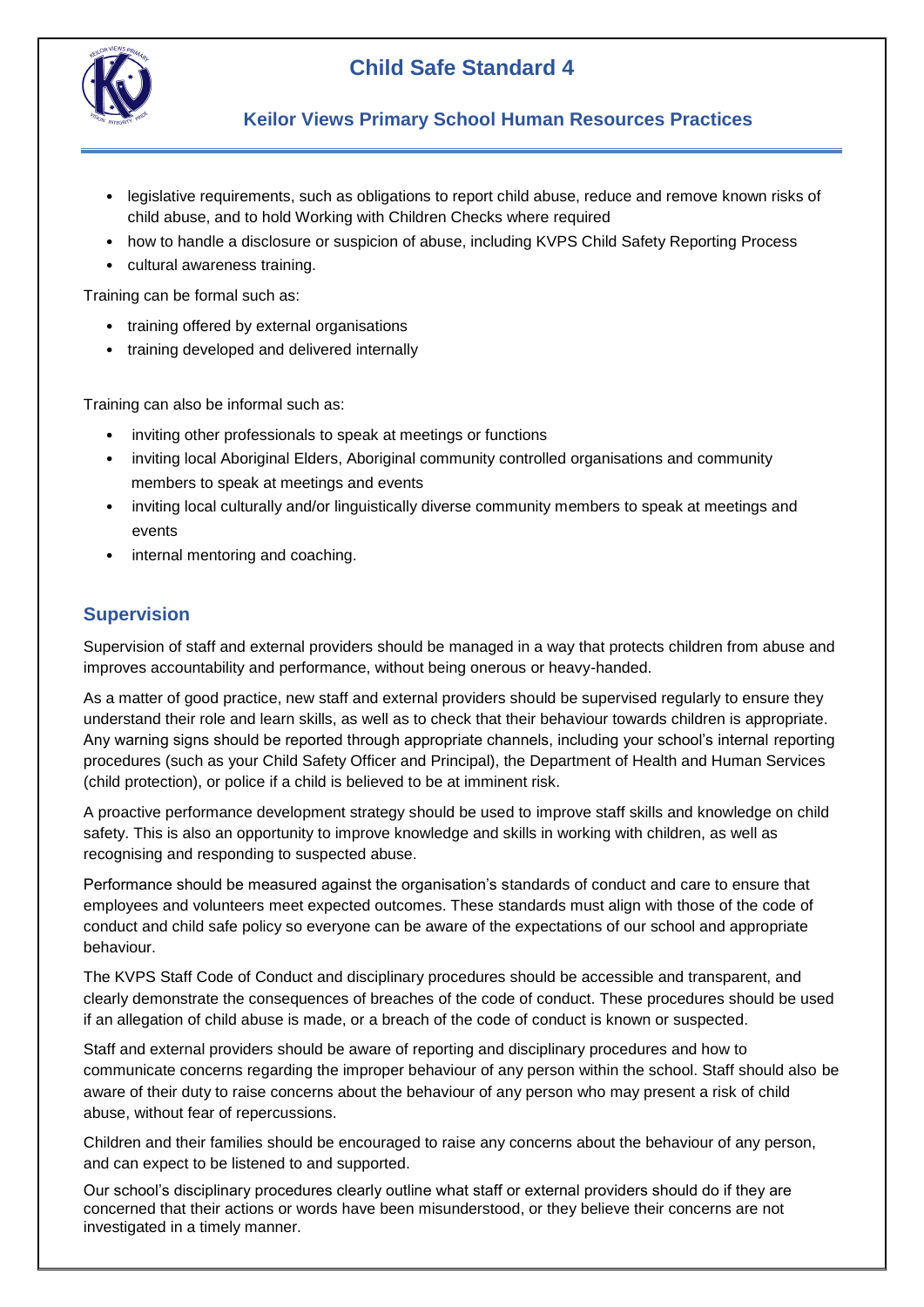- legislative requirements, such as obligations to report child abuse, reduce and remove known risks of child abuse, and to hold Working with Children Checks where required
- how to handle a disclosure or suspicion of abuse, including KVPS Child Safety Reporting Process
- cultural awareness training.

Training can be formal such as:

- training offered by external organisations
- training developed and delivered internally

Training can also be informal such as:

- inviting other professionals to speak at meetings or functions
- inviting local Aboriginal Elders, Aboriginal community controlled organisations and community members to speak at meetings and events
- inviting local culturally and/or linguistically diverse community members to speak at meetings and events
- internal mentoring and coaching.

## Supervision

Supervision of staff and external providers should be managed in a way that protects children from abuse and improves accountability and performance, without being onerous or heavy-handed.

As a matter of good practice, new staff and external providers should be supervised regularly to ensure they understand their role and learn skills, as well as to check that their behaviour towards children is appropriate. Any warning signs should be reported through appropriate channels, including your school's internal reporting procedures (such as your Child Safety Officer and Principal), the Department of Health and Human Services (child protection), or police if a child is believed to be at imminent risk.

A proactive performance development strategy should be used to improve staff skills and knowledge on child safety. This is also an opportunity to improve knowledge and skills in working with children, as well as recognising and responding to suspected abuse.

Performance should be measured against the organisation's standards of conduct and care to ensure that employees and volunteers meet expected outcomes. These standards must align with those of the code of conduct and child safe policy so everyone can be aware of the expectations of our school and appropriate behaviour.

The KVPS Staff Code of Conduct and disciplinary procedures should be accessible and transparent, and clearly demonstrate the consequences of breaches of the code of conduct. These procedures should be used if an allegation of child abuse is made, or a breach of the code of conduct is known or suspected.

Staff and external providers should be aware of reporting and disciplinary procedures and how to communicate concerns regarding the improper behaviour of any person within the school. Staff should also be aware of their duty to raise concerns about the behaviour of any person who may present a risk of child abuse, without fear of repercussions.

Children and their families should be encouraged to raise any concerns about the behaviour of any person, and can expect to be listened to and supported.

Our school's disciplinary procedures clearly outline what staff or external providers should do if they are concerned that their actions or words have been misunderstood, or they believe their concerns are not investigated in a timely manner.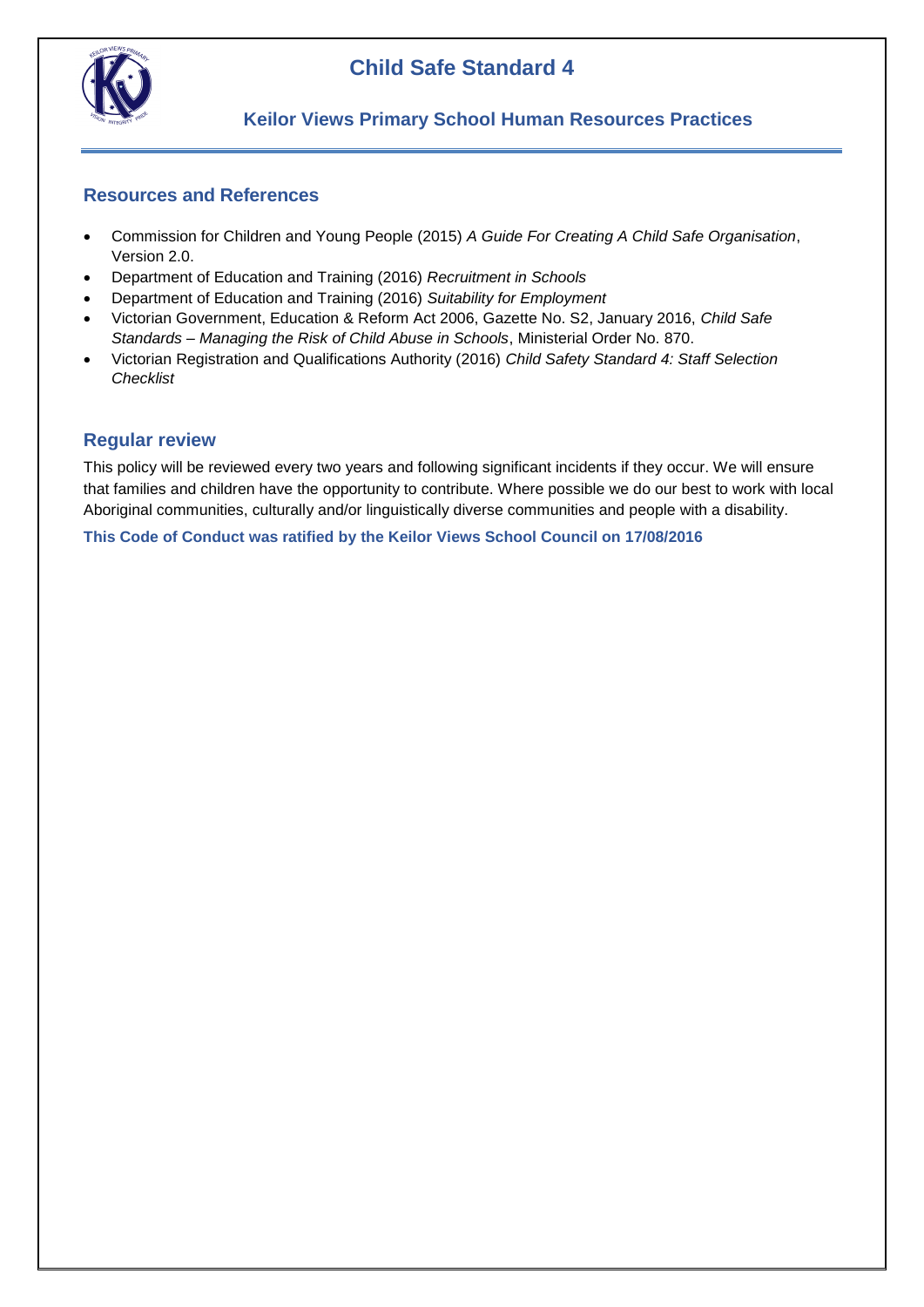# Child Safe Standard 4

## Keilor Views Primary School Human Resources Practices

## Resources and References

- Commission for Children and Young People (2015) *A Guide For Creating A Child Safe Organisation*, Version 2.0.
- Department of Education and Training (2016) *Recruitment in Schools*
- Department of Education and Training (2016) *Suitability for Employment*
- Victorian Government, Education & Reform Act 2006, Gazette No. S2, January 2016, *Child Safe Standards – Managing the Risk of Child Abuse in Schools*, Ministerial Order No. 870.
- Victorian Registration and Qualifications Authority (2016) *Child Safety Standard 4: Staff Selection Checklist*

## Regular review

This policy will be reviewed every two years and following significant incidents if they occur. We will ensure that families and children have the opportunity to contribute. Where possible we do our best to work with local Aboriginal communities, culturally and/or linguistically diverse communities and people with a disability.

**This Code of Conduct was ratified by the Keilor Views School Council on 17/08/2016**